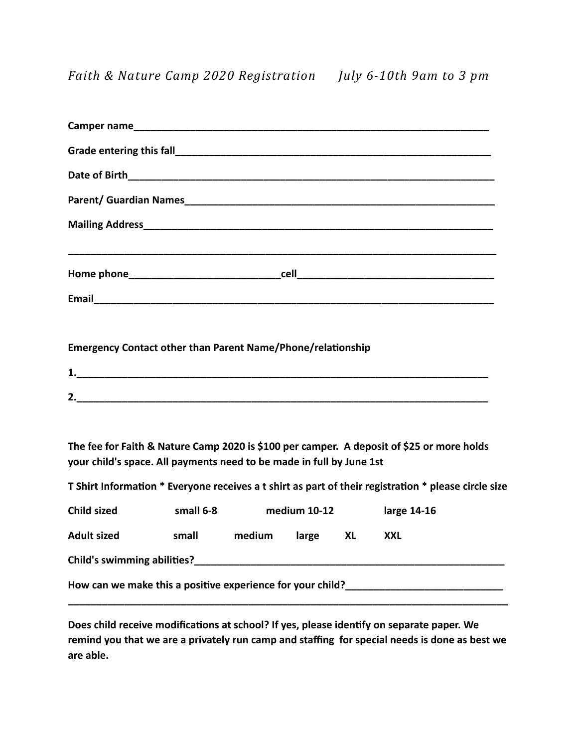*Faith & Nature Camp 2020 Registration      July 6-10th 9am to 3 pm*

**Camper name**_________________________________________________________________

**Grade entering this fall**_______________________________________________________

**Date of Birth**___________________________________________________________________

**Parent/ Guardian Names**__________________________________________________________

**Mailing Address**_________________________________________________________________

_____________________________________________________________________________

**Home phone**___________________________**cell**___________________________________

**Email**__________________________________________________________________________

**Emergency Contact other than Parent Name/Phone/relationship**

**1.**_____________________________________________________________________________

**2.**_____________________________________________________________________________

**The fee for Faith & Nature Camp 2020 is $100 per camper. A deposit of $25 or more holds your child's space. All payments need to be made in full by June 1st**

**T Shirt Information * Everyone receives a t shirt as part of their registration * please circle size**

**Child sized    small 6-8    medium 10-12    large 14-16**

**Adult sized    small    medium    large    XL    XXL**

**Child's swimming abilities?**________________________________________________________

**How can we make this a positive experience for your child?**____________________________

_____________________________________________________________________________

**Does child receive modifications at school? If yes, please identify on separate paper. We remind you that we are a privately run camp and staffing for special needs is done as best we are able.**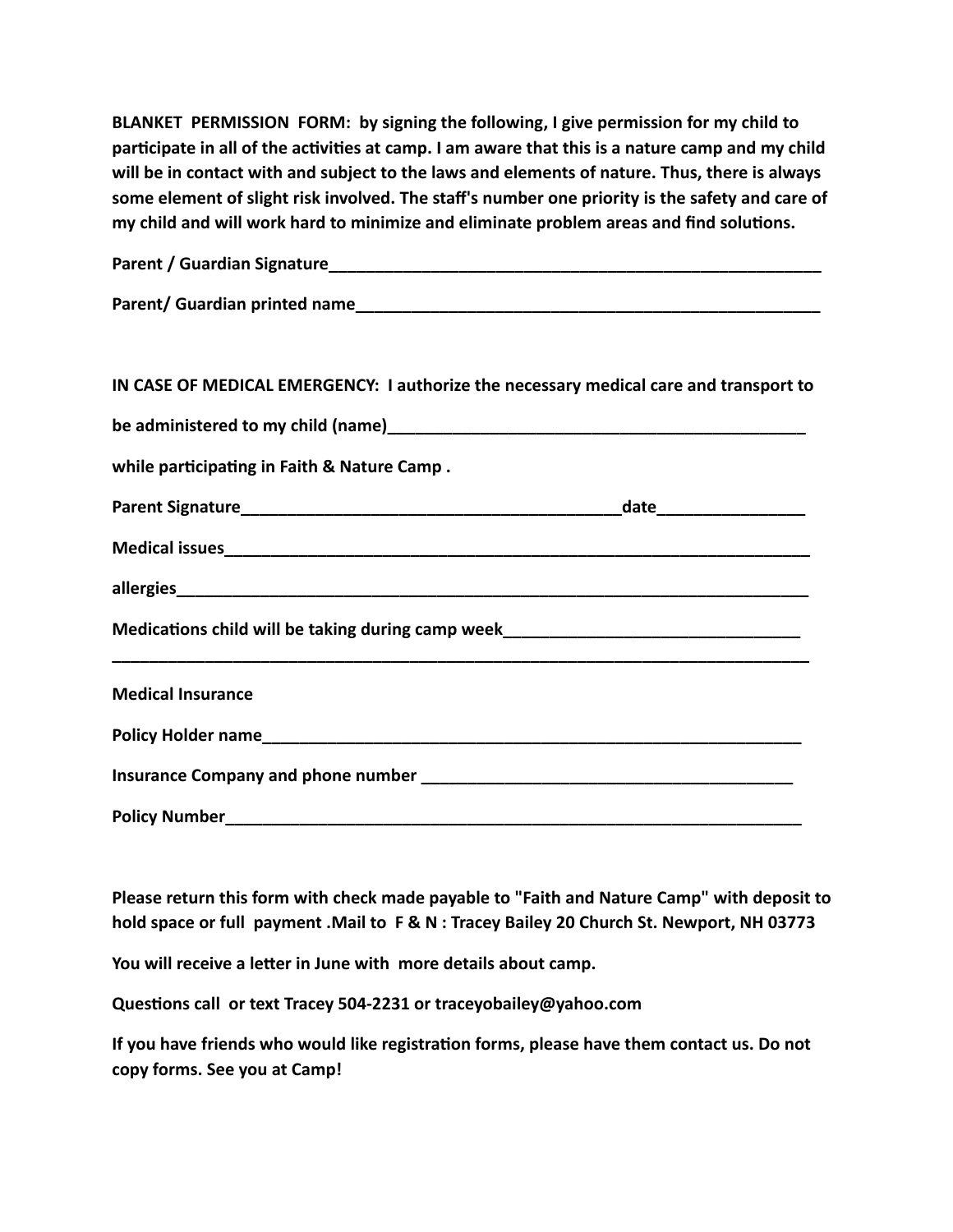**BLANKET PERMISSION FORM: by signing the following, I give permission for my child to participate in all of the activities at camp. I am aware that this is a nature camp and my child will be in contact with and subject to the laws and elements of nature. Thus, there is always some element of slight risk involved. The staff's number one priority is the safety and care of my child and will work hard to minimize and eliminate problem areas and find solutions.**

**Parent / Guardian Signature**_______________________________________________________

**Parent/ Guardian printed name**___________________________________________________

**IN CASE OF MEDICAL EMERGENCY: I authorize the necessary medical care and transport to**

**be administered to my child (name)**_____________________________________________

**while participating in Faith & Nature Camp .**

**Parent Signature**__________________________________________**date**_______________

**Medical issues**______________________________________________________________

**allergies**__________________________________________________________________

**Medications child will be taking during camp week**______________________________

___________________________________________________________________________

**Medical Insurance**

**Policy Holder name**___________________________________________________________

**Insurance Company and phone number** ______________________________________

**Policy Number**_______________________________________________________________

**Please return this form with check made payable to "Faith and Nature Camp" with deposit to hold space or full payment .Mail to F & N : Tracey Bailey 20 Church St. Newport, NH 03773**

**You will receive a letter in June with more details about camp.**

**Questions call or text Tracey 504-2231 or traceyobailey@yahoo.com**

**If you have friends who would like registration forms, please have them contact us. Do not copy forms. See you at Camp!**